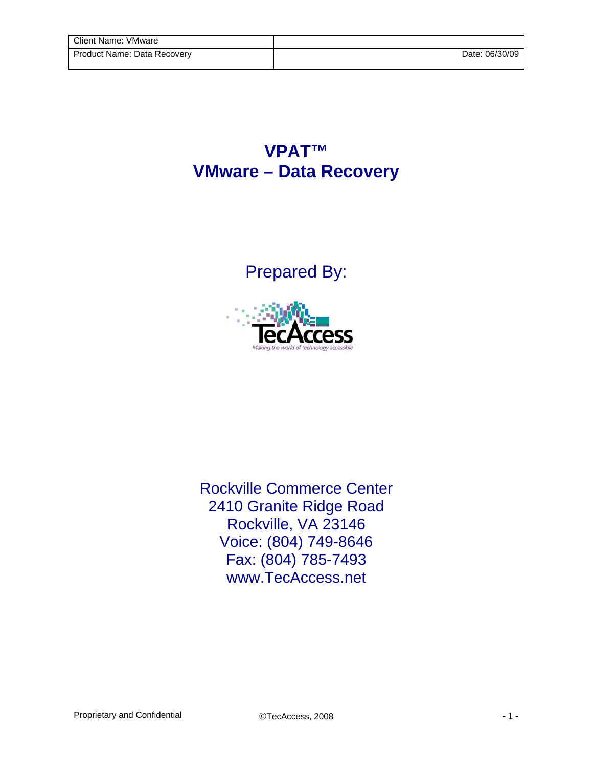| Client Name: VMware | |
|---|---|
| Product Name: Data Recovery | Date: 06/30/09 |

# VPAT™
# VMware – Data Recovery

Prepared By:

TecAccess

*Making the world of technology accessible*

Rockville Commerce Center
2410 Granite Ridge Road
Rockville, VA 23146
Voice: (804) 749-8646
Fax: (804) 785-7493
www.TecAccess.net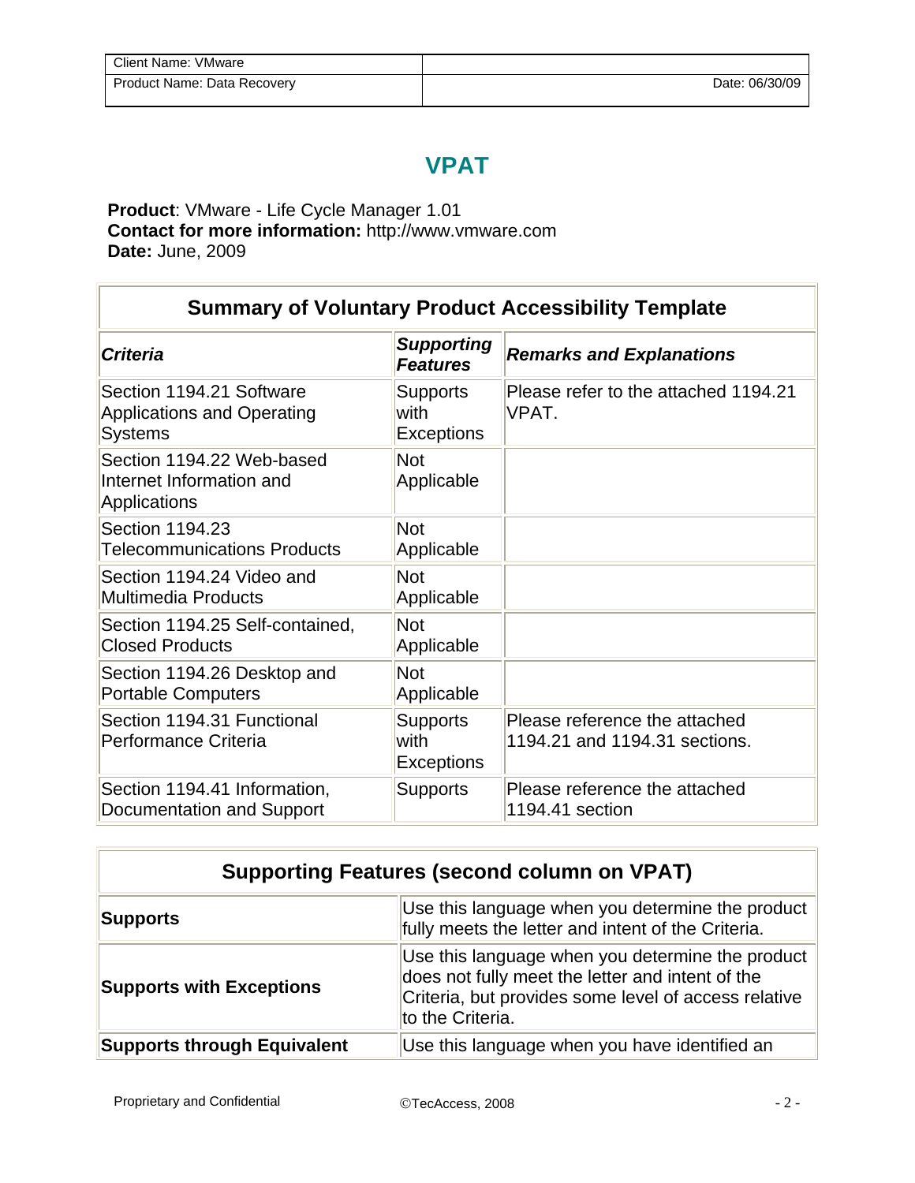| Client Name: VMware | |
|---|---|
| Product Name: Data Recovery | Date: 06/30/09 |

# VPAT

**Product**: VMware - Life Cycle Manager 1.01
**Contact for more information:** http://www.vmware.com
**Date:** June, 2009

| Summary of Voluntary Product Accessibility Template | | |
|---|---|---|
| ***Criteria*** | ***Supporting Features*** | ***Remarks and Explanations*** |
| Section 1194.21 Software Applications and Operating Systems | Supports with Exceptions | Please refer to the attached 1194.21 VPAT. |
| Section 1194.22 Web-based Internet Information and Applications | Not Applicable | |
| Section 1194.23 Telecommunications Products | Not Applicable | |
| Section 1194.24 Video and Multimedia Products | Not Applicable | |
| Section 1194.25 Self-contained, Closed Products | Not Applicable | |
| Section 1194.26 Desktop and Portable Computers | Not Applicable | |
| Section 1194.31 Functional Performance Criteria | Supports with Exceptions | Please reference the attached 1194.21 and 1194.31 sections. |
| Section 1194.41 Information, Documentation and Support | Supports | Please reference the attached 1194.41 section |

| Supporting Features (second column on VPAT) | |
|---|---|
| **Supports** | Use this language when you determine the product fully meets the letter and intent of the Criteria. |
| **Supports with Exceptions** | Use this language when you determine the product does not fully meet the letter and intent of the Criteria, but provides some level of access relative to the Criteria. |
| **Supports through Equivalent** | Use this language when you have identified an |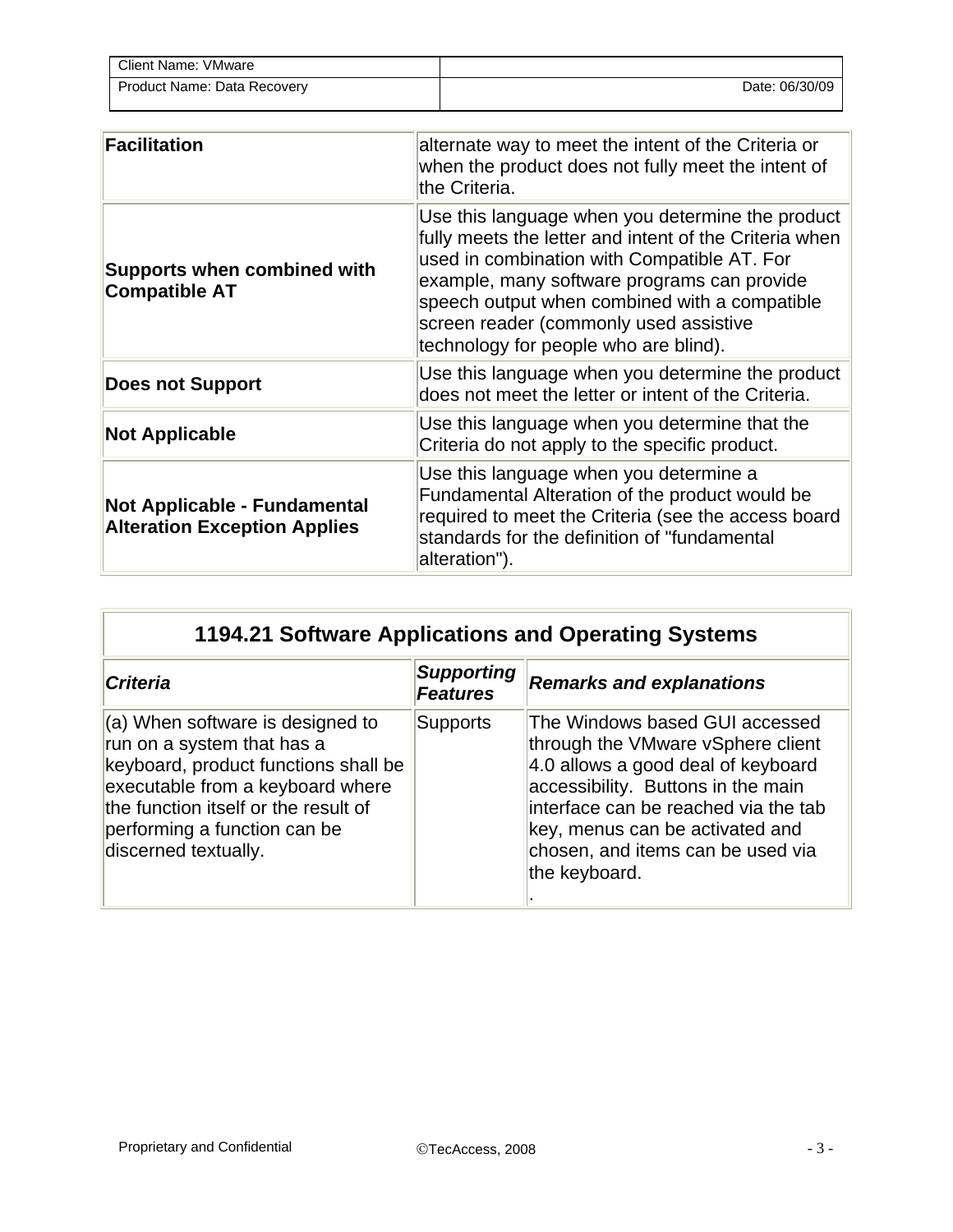| | |
|---|---|
| **Facilitation** | alternate way to meet the intent of the Criteria or when the product does not fully meet the intent of the Criteria. |
| **Supports when combined with Compatible AT** | Use this language when you determine the product fully meets the letter and intent of the Criteria when used in combination with Compatible AT. For example, many software programs can provide speech output when combined with a compatible screen reader (commonly used assistive technology for people who are blind). |
| **Does not Support** | Use this language when you determine the product does not meet the letter or intent of the Criteria. |
| **Not Applicable** | Use this language when you determine that the Criteria do not apply to the specific product. |
| **Not Applicable - Fundamental Alteration Exception Applies** | Use this language when you determine a Fundamental Alteration of the product would be required to meet the Criteria (see the access board standards for the definition of "fundamental alteration"). |

| **1194.21 Software Applications and Operating Systems** | | |
|---|---|---|
| ***Criteria*** | ***Supporting Features*** | ***Remarks and explanations*** |
| (a) When software is designed to run on a system that has a keyboard, product functions shall be executable from a keyboard where the function itself or the result of performing a function can be discerned textually. | Supports | The Windows based GUI accessed through the VMware vSphere client 4.0 allows a good deal of keyboard accessibility. Buttons in the main interface can be reached via the tab key, menus can be activated and chosen, and items can be used via the keyboard. . |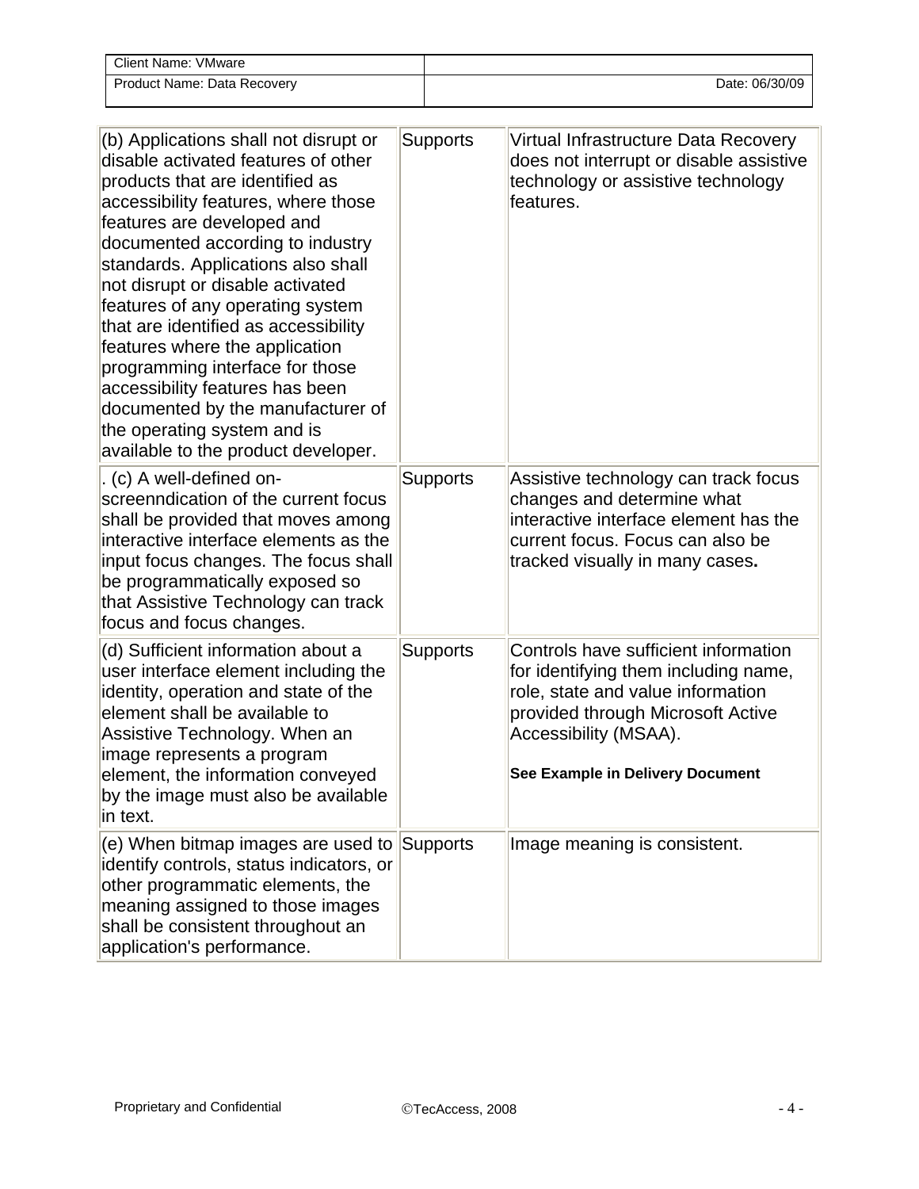| (b) Applications shall not disrupt or disable activated features of other products that are identified as accessibility features, where those features are developed and documented according to industry standards. Applications also shall not disrupt or disable activated features of any operating system that are identified as accessibility features where the application programming interface for those accessibility features has been documented by the manufacturer of the operating system and is available to the product developer. | Supports | Virtual Infrastructure Data Recovery does not interrupt or disable assistive technology or assistive technology features. |
|---|---|---|
| . (c) A well-defined on-screenndication of the current focus shall be provided that moves among interactive interface elements as the input focus changes. The focus shall be programmatically exposed so that Assistive Technology can track focus and focus changes. | Supports | Assistive technology can track focus changes and determine what interactive interface element has the current focus. Focus can also be tracked visually in many cases**.** |
| (d) Sufficient information about a user interface element including the identity, operation and state of the element shall be available to Assistive Technology. When an image represents a program element, the information conveyed by the image must also be available in text. | Supports | Controls have sufficient information for identifying them including name, role, state and value information provided through Microsoft Active Accessibility (MSAA).<br><br>**See Example in Delivery Document** |
| (e) When bitmap images are used to identify controls, status indicators, or other programmatic elements, the meaning assigned to those images shall be consistent throughout an application's performance. | Supports | Image meaning is consistent. |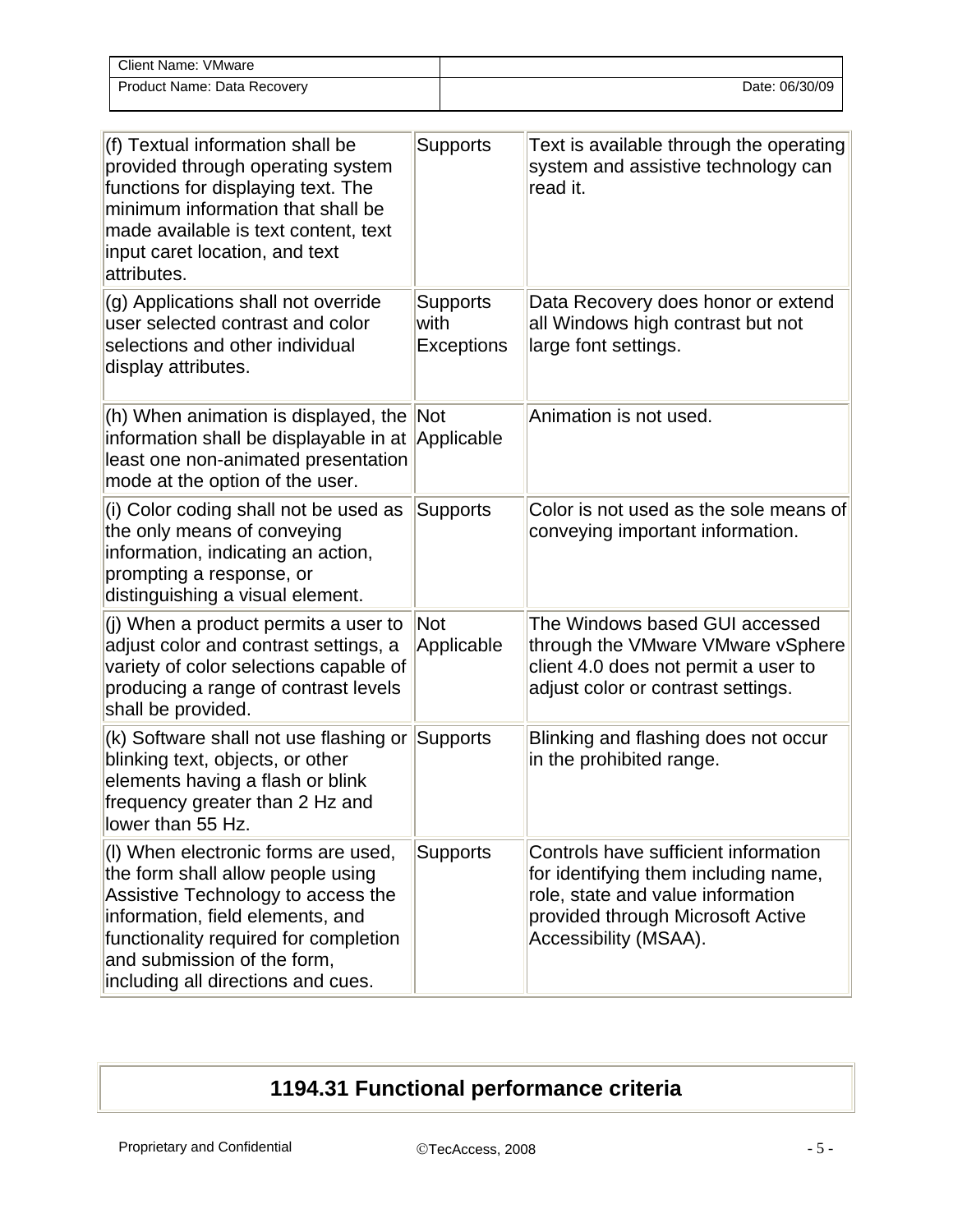| (f) Textual information shall be provided through operating system functions for displaying text. The minimum information that shall be made available is text content, text input caret location, and text attributes. | Supports | Text is available through the operating system and assistive technology can read it. |
|---|---|---|
| (g) Applications shall not override user selected contrast and color selections and other individual display attributes. | Supports with Exceptions | Data Recovery does honor or extend all Windows high contrast but not large font settings. |
| (h) When animation is displayed, the information shall be displayable in at least one non-animated presentation mode at the option of the user. | Not Applicable | Animation is not used. |
| (i) Color coding shall not be used as the only means of conveying information, indicating an action, prompting a response, or distinguishing a visual element. | Supports | Color is not used as the sole means of conveying important information. |
| (j) When a product permits a user to adjust color and contrast settings, a variety of color selections capable of producing a range of contrast levels shall be provided. | Not Applicable | The Windows based GUI accessed through the VMware VMware vSphere client 4.0 does not permit a user to adjust color or contrast settings. |
| (k) Software shall not use flashing or blinking text, objects, or other elements having a flash or blink frequency greater than 2 Hz and lower than 55 Hz. | Supports | Blinking and flashing does not occur in the prohibited range. |
| (l) When electronic forms are used, the form shall allow people using Assistive Technology to access the information, field elements, and functionality required for completion and submission of the form, including all directions and cues. | Supports | Controls have sufficient information for identifying them including name, role, state and value information provided through Microsoft Active Accessibility (MSAA). |

## 1194.31 Functional performance criteria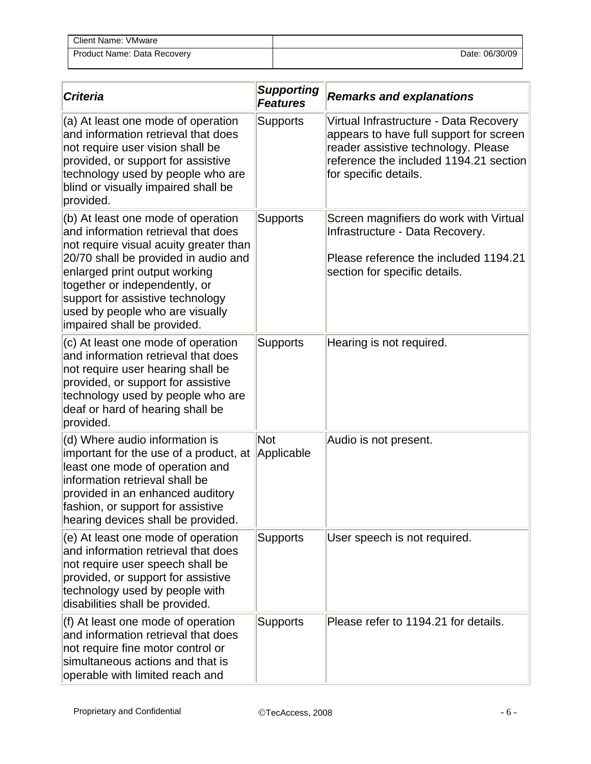| Client Name: VMware | |
|---|---|
| Product Name: Data Recovery | Date: 06/30/09 |

| *Criteria* | *Supporting Features* | *Remarks and explanations* |
|---|---|---|
| (a) At least one mode of operation and information retrieval that does not require user vision shall be provided, or support for assistive technology used by people who are blind or visually impaired shall be provided. | Supports | Virtual Infrastructure - Data Recovery appears to have full support for screen reader assistive technology. Please reference the included 1194.21 section for specific details. |
| (b) At least one mode of operation and information retrieval that does not require visual acuity greater than 20/70 shall be provided in audio and enlarged print output working together or independently, or support for assistive technology used by people who are visually impaired shall be provided. | Supports | Screen magnifiers do work with Virtual Infrastructure - Data Recovery.<br><br>Please reference the included 1194.21 section for specific details. |
| (c) At least one mode of operation and information retrieval that does not require user hearing shall be provided, or support for assistive technology used by people who are deaf or hard of hearing shall be provided. | Supports | Hearing is not required. |
| (d) Where audio information is important for the use of a product, at least one mode of operation and information retrieval shall be provided in an enhanced auditory fashion, or support for assistive hearing devices shall be provided. | Not Applicable | Audio is not present. |
| (e) At least one mode of operation and information retrieval that does not require user speech shall be provided, or support for assistive technology used by people with disabilities shall be provided. | Supports | User speech is not required. |
| (f) At least one mode of operation and information retrieval that does not require fine motor control or simultaneous actions and that is operable with limited reach and | Supports | Please refer to 1194.21 for details. |

Proprietary and Confidential ©TecAccess, 2008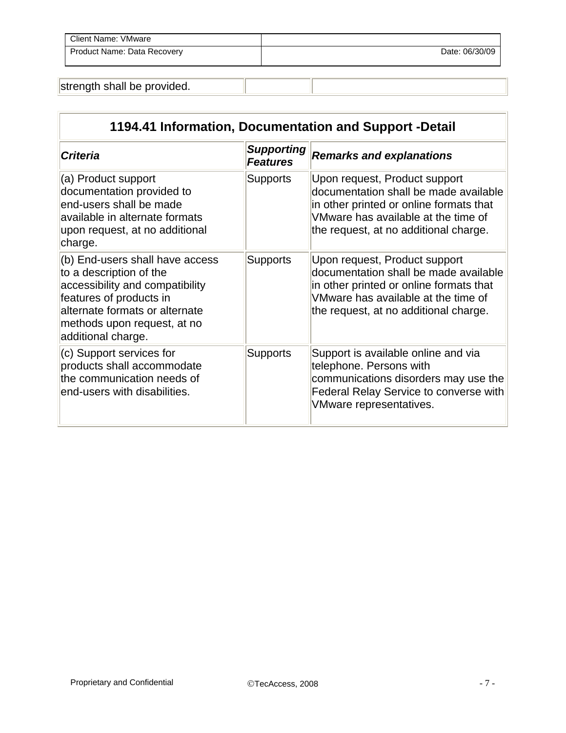| | | |
|---|---|---|
| strength shall be provided. | | |

## 1194.41 Information, Documentation and Support -Detail

| ***Criteria*** | ***Supporting Features*** | ***Remarks and explanations*** |
|---|---|---|
| (a) Product support documentation provided to end-users shall be made available in alternate formats upon request, at no additional charge. | Supports | Upon request, Product support documentation shall be made available in other printed or online formats that VMware has available at the time of the request, at no additional charge. |
| (b) End-users shall have access to a description of the accessibility and compatibility features of products in alternate formats or alternate methods upon request, at no additional charge. | Supports | Upon request, Product support documentation shall be made available in other printed or online formats that VMware has available at the time of the request, at no additional charge. |
| (c) Support services for products shall accommodate the communication needs of end-users with disabilities. | Supports | Support is available online and via telephone. Persons with communications disorders may use the Federal Relay Service to converse with VMware representatives. |